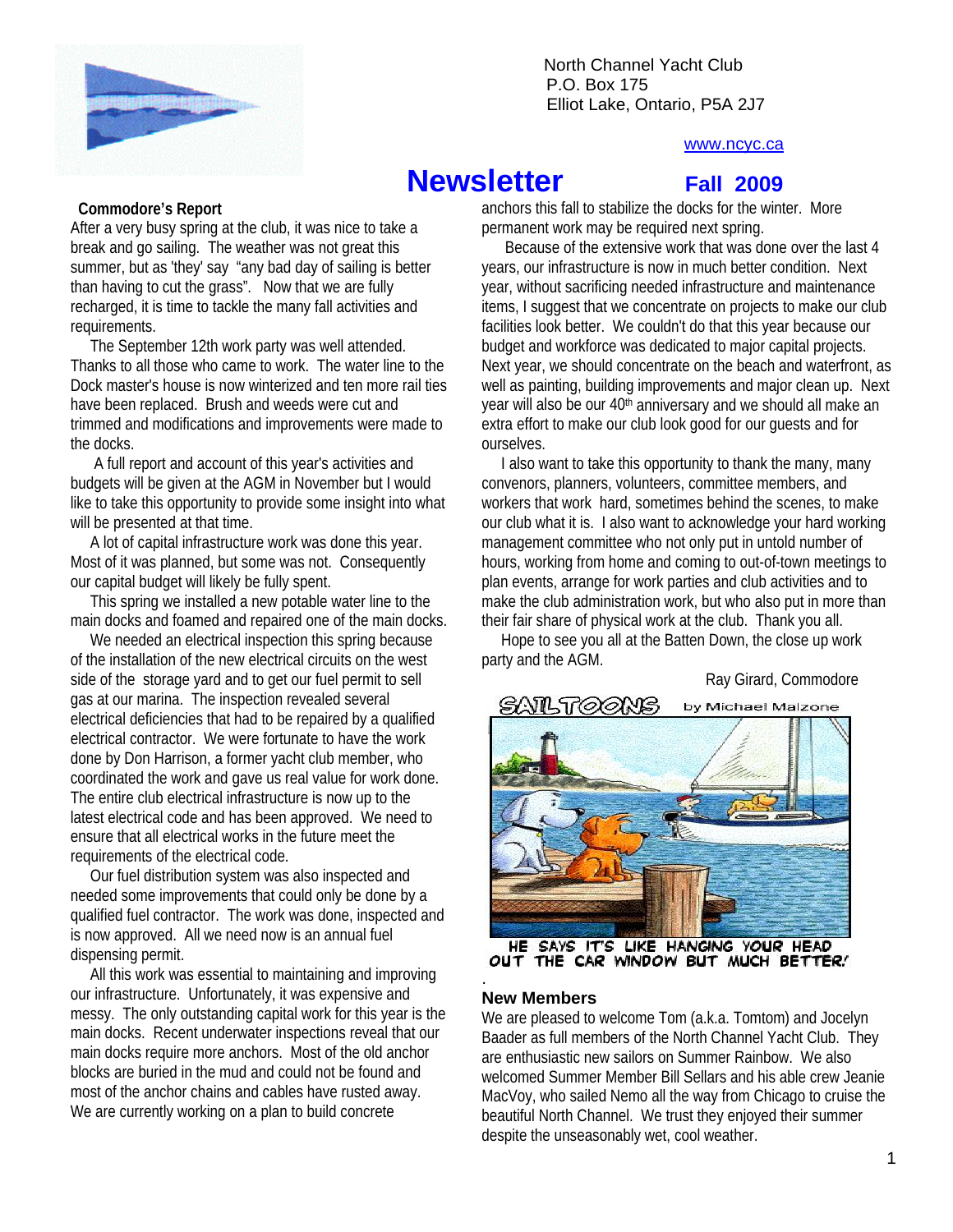North Channel Yacht Club
P.O. Box 175
Elliot Lake, Ontario, P5A 2J7

www.ncyc.ca

# Newsletter

**Fall 2009**

## Commodore's Report

After a very busy spring at the club, it was nice to take a break and go sailing. The weather was not great this summer, but as 'they' say "any bad day of sailing is better than having to cut the grass". Now that we are fully recharged, it is time to tackle the many fall activities and requirements.

The September 12th work party was well attended. Thanks to all those who came to work. The water line to the Dock master's house is now winterized and ten more rail ties have been replaced. Brush and weeds were cut and trimmed and modifications and improvements were made to the docks.

A full report and account of this year's activities and budgets will be given at the AGM in November but I would like to take this opportunity to provide some insight into what will be presented at that time.

A lot of capital infrastructure work was done this year. Most of it was planned, but some was not. Consequently our capital budget will likely be fully spent.

This spring we installed a new potable water line to the main docks and foamed and repaired one of the main docks.

We needed an electrical inspection this spring because of the installation of the new electrical circuits on the west side of the storage yard and to get our fuel permit to sell gas at our marina. The inspection revealed several electrical deficiencies that had to be repaired by a qualified electrical contractor. We were fortunate to have the work done by Don Harrison, a former yacht club member, who coordinated the work and gave us real value for work done. The entire club electrical infrastructure is now up to the latest electrical code and has been approved. We need to ensure that all electrical works in the future meet the requirements of the electrical code.

Our fuel distribution system was also inspected and needed some improvements that could only be done by a qualified fuel contractor. The work was done, inspected and is now approved. All we need now is an annual fuel dispensing permit.

All this work was essential to maintaining and improving our infrastructure. Unfortunately, it was expensive and messy. The only outstanding capital work for this year is the main docks. Recent underwater inspections reveal that our main docks require more anchors. Most of the old anchor blocks are buried in the mud and could not be found and most of the anchor chains and cables have rusted away. We are currently working on a plan to build concrete anchors this fall to stabilize the docks for the winter. More permanent work may be required next spring.

Because of the extensive work that was done over the last 4 years, our infrastructure is now in much better condition. Next year, without sacrificing needed infrastructure and maintenance items, I suggest that we concentrate on projects to make our club facilities look better. We couldn't do that this year because our budget and workforce was dedicated to major capital projects. Next year, we should concentrate on the beach and waterfront, as well as painting, building improvements and major clean up. Next year will also be our 40th anniversary and we should all make an extra effort to make our club look good for our guests and for ourselves.

I also want to take this opportunity to thank the many, many convenors, planners, volunteers, committee members, and workers that work hard, sometimes behind the scenes, to make our club what it is. I also want to acknowledge your hard working management committee who not only put in untold number of hours, working from home and coming to out-of-town meetings to plan events, arrange for work parties and club activities and to make the club administration work, but who also put in more than their fair share of physical work at the club. Thank you all.

Hope to see you all at the Batten Down, the close up work party and the AGM.

Ray Girard, Commodore

SAILTOONS by Michael Malzone

HE SAYS IT'S LIKE HANGING YOUR HEAD OUT THE CAR WINDOW BUT MUCH BETTER!

## New Members

We are pleased to welcome Tom (a.k.a. Tomtom) and Jocelyn Baader as full members of the North Channel Yacht Club. They are enthusiastic new sailors on Summer Rainbow. We also welcomed Summer Member Bill Sellars and his able crew Jeanie MacVoy, who sailed Nemo all the way from Chicago to cruise the beautiful North Channel. We trust they enjoyed their summer despite the unseasonably wet, cool weather.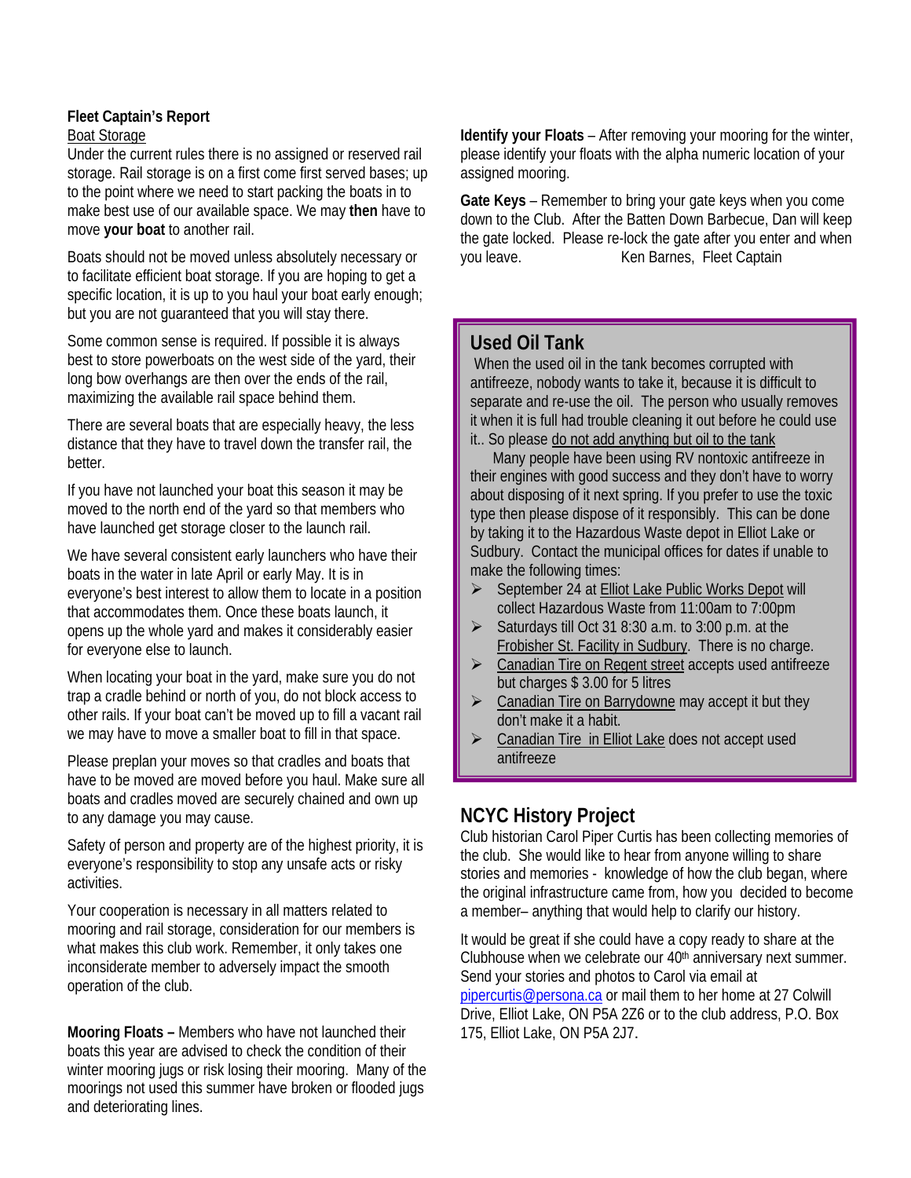## Fleet Captain's Report

Boat Storage

Under the current rules there is no assigned or reserved rail storage. Rail storage is on a first come first served bases; up to the point where we need to start packing the boats in to make best use of our available space. We may **then** have to move **your boat** to another rail.

Boats should not be moved unless absolutely necessary or to facilitate efficient boat storage. If you are hoping to get a specific location, it is up to you haul your boat early enough; but you are not guaranteed that you will stay there.

Some common sense is required. If possible it is always best to store powerboats on the west side of the yard, their long bow overhangs are then over the ends of the rail, maximizing the available rail space behind them.

There are several boats that are especially heavy, the less distance that they have to travel down the transfer rail, the better.

If you have not launched your boat this season it may be moved to the north end of the yard so that members who have launched get storage closer to the launch rail.

We have several consistent early launchers who have their boats in the water in late April or early May. It is in everyone's best interest to allow them to locate in a position that accommodates them. Once these boats launch, it opens up the whole yard and makes it considerably easier for everyone else to launch.

When locating your boat in the yard, make sure you do not trap a cradle behind or north of you, do not block access to other rails. If your boat can't be moved up to fill a vacant rail we may have to move a smaller boat to fill in that space.

Please preplan your moves so that cradles and boats that have to be moved are moved before you haul. Make sure all boats and cradles moved are securely chained and own up to any damage you may cause.

Safety of person and property are of the highest priority, it is everyone's responsibility to stop any unsafe acts or risky activities.

Your cooperation is necessary in all matters related to mooring and rail storage, consideration for our members is what makes this club work. Remember, it only takes one inconsiderate member to adversely impact the smooth operation of the club.

**Mooring Floats –** Members who have not launched their boats this year are advised to check the condition of their winter mooring jugs or risk losing their mooring. Many of the moorings not used this summer have broken or flooded jugs and deteriorating lines.

**Identify your Floats** – After removing your mooring for the winter, please identify your floats with the alpha numeric location of your assigned mooring.

**Gate Keys** – Remember to bring your gate keys when you come down to the Club. After the Batten Down Barbecue, Dan will keep the gate locked. Please re-lock the gate after you enter and when you leave.

Ken Barnes, Fleet Captain

## Used Oil Tank

When the used oil in the tank becomes corrupted with antifreeze, nobody wants to take it, because it is difficult to separate and re-use the oil. The person who usually removes it when it is full had trouble cleaning it out before he could use it.. So please do not add anything but oil to the tank

Many people have been using RV nontoxic antifreeze in their engines with good success and they don't have to worry about disposing of it next spring. If you prefer to use the toxic type then please dispose of it responsibly. This can be done by taking it to the Hazardous Waste depot in Elliot Lake or Sudbury. Contact the municipal offices for dates if unable to make the following times:

- September 24 at Elliot Lake Public Works Depot will collect Hazardous Waste from 11:00am to 7:00pm
- Saturdays till Oct 31 8:30 a.m. to 3:00 p.m. at the Frobisher St. Facility in Sudbury. There is no charge.
- Canadian Tire on Regent street accepts used antifreeze but charges $ 3.00 for 5 litres
- Canadian Tire on Barrydowne may accept it but they don't make it a habit.
- Canadian Tire in Elliot Lake does not accept used antifreeze

## NCYC History Project

Club historian Carol Piper Curtis has been collecting memories of the club. She would like to hear from anyone willing to share stories and memories - knowledge of how the club began, where the original infrastructure came from, how you decided to become a member– anything that would help to clarify our history.

It would be great if she could have a copy ready to share at the Clubhouse when we celebrate our 40th anniversary next summer. Send your stories and photos to Carol via email at pipercurtis@persona.ca or mail them to her home at 27 Colwill Drive, Elliot Lake, ON P5A 2Z6 or to the club address, P.O. Box 175, Elliot Lake, ON P5A 2J7.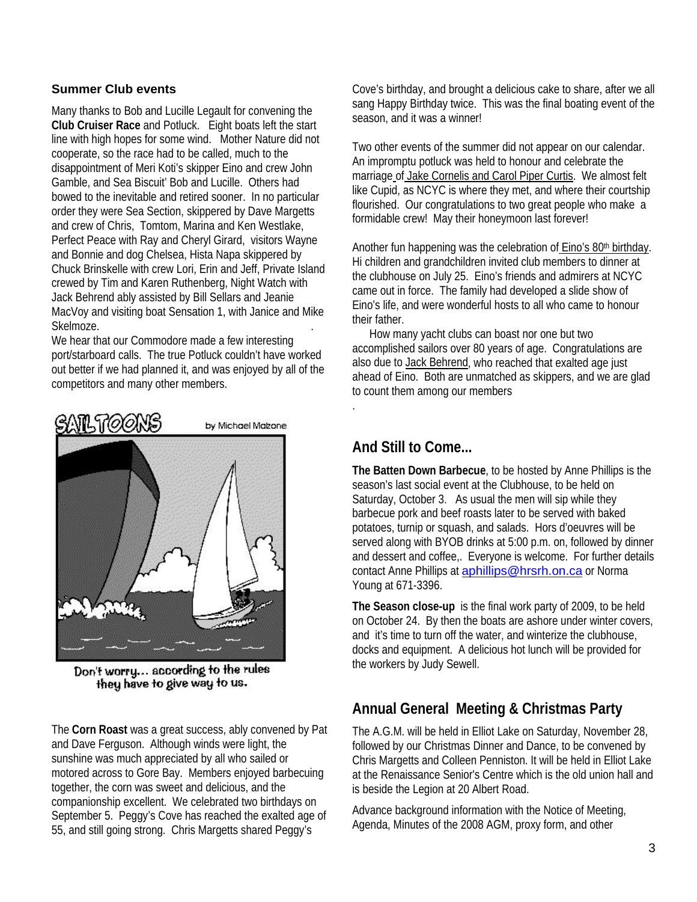### Summer Club events

Many thanks to Bob and Lucille Legault for convening the **Club Cruiser Race** and Potluck. Eight boats left the start line with high hopes for some wind. Mother Nature did not cooperate, so the race had to be called, much to the disappointment of Meri Koti's skipper Eino and crew John Gamble, and Sea Biscuit' Bob and Lucille. Others had bowed to the inevitable and retired sooner. In no particular order they were Sea Section, skippered by Dave Margetts and crew of Chris, Tomtom, Marina and Ken Westlake, Perfect Peace with Ray and Cheryl Girard, visitors Wayne and Bonnie and dog Chelsea, Hista Napa skippered by Chuck Brinskelle with crew Lori, Erin and Jeff, Private Island crewed by Tim and Karen Ruthenberg, Night Watch with Jack Behrend ably assisted by Bill Sellars and Jeanie MacVoy and visiting boat Sensation 1, with Janice and Mike Skelmoze.

We hear that our Commodore made a few interesting port/starboard calls. The true Potluck couldn't have worked out better if we had planned it, and was enjoyed by all of the competitors and many other members.

SAILTOONS by Michael Malone

Don't worry... according to the rules they have to give way to us.

The **Corn Roast** was a great success, ably convened by Pat and Dave Ferguson. Although winds were light, the sunshine was much appreciated by all who sailed or motored across to Gore Bay. Members enjoyed barbecuing together, the corn was sweet and delicious, and the companionship excellent. We celebrated two birthdays on September 5. Peggy's Cove has reached the exalted age of 55, and still going strong. Chris Margetts shared Peggy's Cove's birthday, and brought a delicious cake to share, after we all sang Happy Birthday twice. This was the final boating event of the season, and it was a winner!

Two other events of the summer did not appear on our calendar. An impromptu potluck was held to honour and celebrate the marriage of Jake Cornelis and Carol Piper Curtis. We almost felt like Cupid, as NCYC is where they met, and where their courtship flourished. Our congratulations to two great people who make a formidable crew! May their honeymoon last forever!

Another fun happening was the celebration of Eino's 80th birthday. Hi children and grandchildren invited club members to dinner at the clubhouse on July 25. Eino's friends and admirers at NCYC came out in force. The family had developed a slide show of Eino's life, and were wonderful hosts to all who came to honour their father.

How many yacht clubs can boast nor one but two accomplished sailors over 80 years of age. Congratulations are also due to Jack Behrend, who reached that exalted age just ahead of Eino. Both are unmatched as skippers, and we are glad to count them among our members

## And Still to Come...

**The Batten Down Barbecue**, to be hosted by Anne Phillips is the season's last social event at the Clubhouse, to be held on Saturday, October 3. As usual the men will sip while they barbecue pork and beef roasts later to be served with baked potatoes, turnip or squash, and salads. Hors d'oeuvres will be served along with BYOB drinks at 5:00 p.m. on, followed by dinner and dessert and coffee,. Everyone is welcome. For further details contact Anne Phillips at aphillips@hrsrh.on.ca or Norma Young at 671-3396.

**The Season close-up** is the final work party of 2009, to be held on October 24. By then the boats are ashore under winter covers, and it's time to turn off the water, and winterize the clubhouse, docks and equipment. A delicious hot lunch will be provided for the workers by Judy Sewell.

## Annual General Meeting & Christmas Party

The A.G.M. will be held in Elliot Lake on Saturday, November 28, followed by our Christmas Dinner and Dance, to be convened by Chris Margetts and Colleen Penniston. It will be held in Elliot Lake at the Renaissance Senior's Centre which is the old union hall and is beside the Legion at 20 Albert Road.

Advance background information with the Notice of Meeting, Agenda, Minutes of the 2008 AGM, proxy form, and other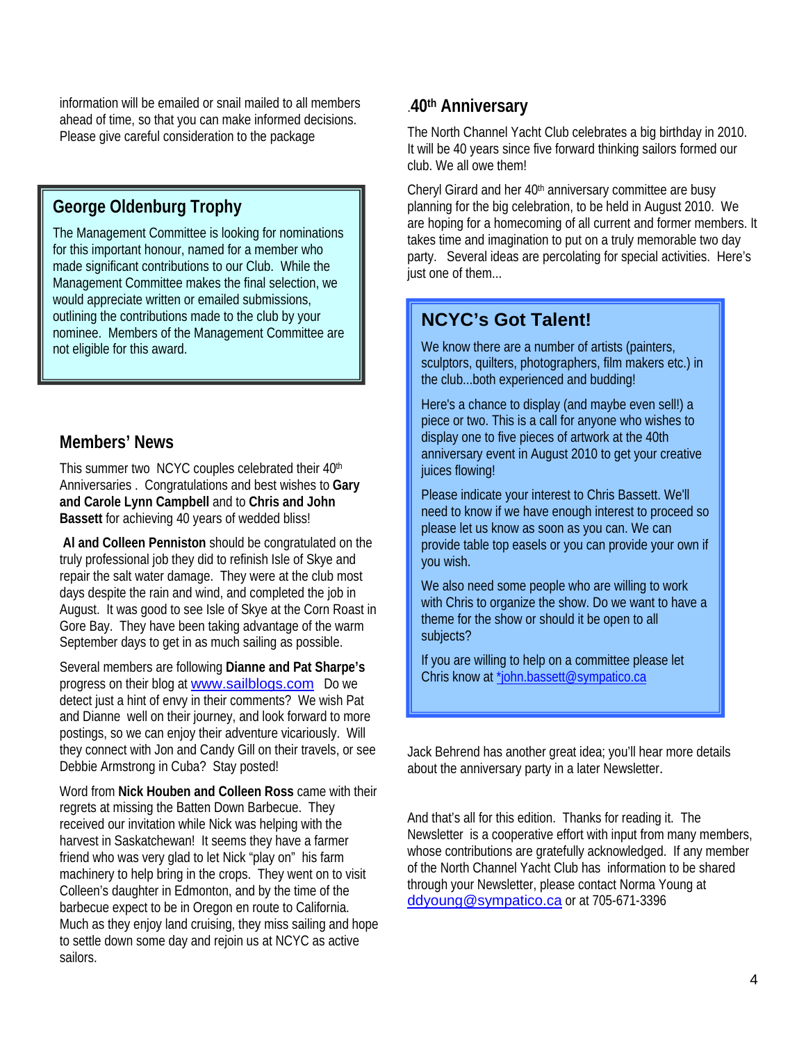information will be emailed or snail mailed to all members ahead of time, so that you can make informed decisions. Please give careful consideration to the package

## George Oldenburg Trophy

The Management Committee is looking for nominations for this important honour, named for a member who made significant contributions to our Club. While the Management Committee makes the final selection, we would appreciate written or emailed submissions, outlining the contributions made to the club by your nominee. Members of the Management Committee are not eligible for this award.

## Members' News

This summer two NCYC couples celebrated their 40th Anniversaries . Congratulations and best wishes to **Gary and Carole Lynn Campbell** and to **Chris and John Bassett** for achieving 40 years of wedded bliss!

**Al and Colleen Penniston** should be congratulated on the truly professional job they did to refinish Isle of Skye and repair the salt water damage. They were at the club most days despite the rain and wind, and completed the job in August. It was good to see Isle of Skye at the Corn Roast in Gore Bay. They have been taking advantage of the warm September days to get in as much sailing as possible.

Several members are following **Dianne and Pat Sharpe's** progress on their blog at www.sailblogs.com Do we detect just a hint of envy in their comments? We wish Pat and Dianne well on their journey, and look forward to more postings, so we can enjoy their adventure vicariously. Will they connect with Jon and Candy Gill on their travels, or see Debbie Armstrong in Cuba? Stay posted!

Word from **Nick Houben and Colleen Ross** came with their regrets at missing the Batten Down Barbecue. They received our invitation while Nick was helping with the harvest in Saskatchewan! It seems they have a farmer friend who was very glad to let Nick "play on" his farm machinery to help bring in the crops. They went on to visit Colleen's daughter in Edmonton, and by the time of the barbecue expect to be in Oregon en route to California. Much as they enjoy land cruising, they miss sailing and hope to settle down some day and rejoin us at NCYC as active sailors.

## .40th Anniversary

The North Channel Yacht Club celebrates a big birthday in 2010. It will be 40 years since five forward thinking sailors formed our club. We all owe them!

Cheryl Girard and her 40th anniversary committee are busy planning for the big celebration, to be held in August 2010. We are hoping for a homecoming of all current and former members. It takes time and imagination to put on a truly memorable two day party. Several ideas are percolating for special activities. Here's just one of them...

## NCYC's Got Talent!

We know there are a number of artists (painters, sculptors, quilters, photographers, film makers etc.) in the club...both experienced and budding!

Here's a chance to display (and maybe even sell!) a piece or two. This is a call for anyone who wishes to display one to five pieces of artwork at the 40th anniversary event in August 2010 to get your creative juices flowing!

Please indicate your interest to Chris Bassett. We'll need to know if we have enough interest to proceed so please let us know as soon as you can. We can provide table top easels or you can provide your own if you wish.

We also need some people who are willing to work with Chris to organize the show. Do we want to have a theme for the show or should it be open to all subjects?

If you are willing to help on a committee please let Chris know at *john.bassett@sympatico.ca

Jack Behrend has another great idea; you'll hear more details about the anniversary party in a later Newsletter.

And that's all for this edition. Thanks for reading it. The Newsletter is a cooperative effort with input from many members, whose contributions are gratefully acknowledged. If any member of the North Channel Yacht Club has information to be shared through your Newsletter, please contact Norma Young at ddyoung@sympatico.ca or at 705-671-3396